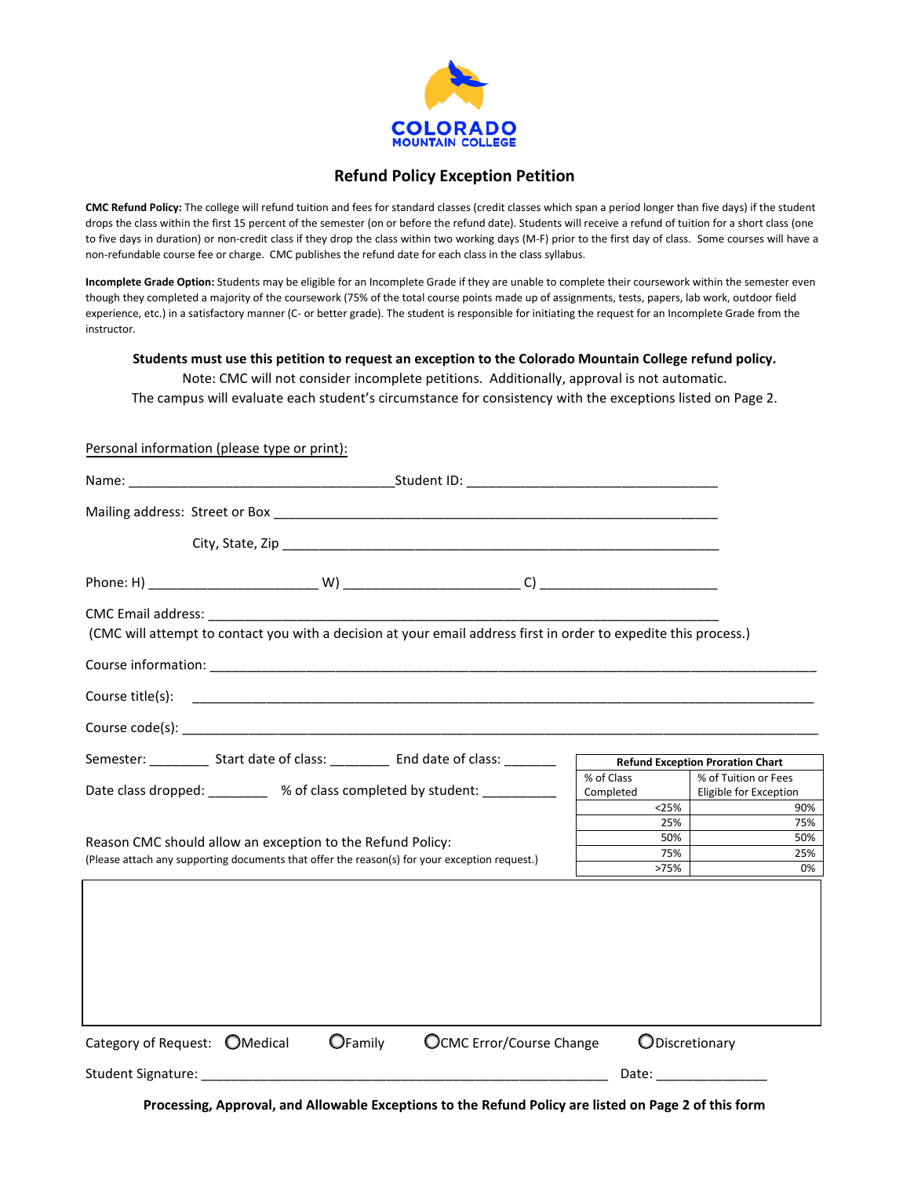COLORADO MOUNTAIN COLLEGE

# Refund Policy Exception Petition

**CMC Refund Policy:** The college will refund tuition and fees for standard classes (credit classes which span a period longer than five days) if the student drops the class within the first 15 percent of the semester (on or before the refund date). Students will receive a refund of tuition for a short class (one to five days in duration) or non-credit class if they drop the class within two working days (M-F) prior to the first day of class. Some courses will have a non-refundable course fee or charge. CMC publishes the refund date for each class in the class syllabus.

**Incomplete Grade Option:** Students may be eligible for an Incomplete Grade if they are unable to complete their coursework within the semester even though they completed a majority of the coursework (75% of the total course points made up of assignments, tests, papers, lab work, outdoor field experience, etc.) in a satisfactory manner (C- or better grade). The student is responsible for initiating the request for an Incomplete Grade from the instructor.

**Students must use this petition to request an exception to the Colorado Mountain College refund policy.**

Note: CMC will not consider incomplete petitions. Additionally, approval is not automatic.

The campus will evaluate each student's circumstance for consistency with the exceptions listed on Page 2.

Personal information (please type or print):

Name: ___________________________________ Student ID: ___________________________________

Mailing address: Street or Box ___________________________________________________________

City, State, Zip ___________________________________________________________

Phone: H) ______________________ W) ______________________ C) ______________________

CMC Email address: ______________________________________________________________________

(CMC will attempt to contact you with a decision at your email address first in order to expedite this process.)

Course information: ______________________________________________________________________

Course title(s): ______________________________________________________________________

Course code(s): ______________________________________________________________________

Semester: ________ Start date of class: ________ End date of class: _______

Date class dropped: ________ % of class completed by student: __________

| Refund Exception Proration Chart | |
|---|---|
| % of Class Completed | % of Tuition or Fees Eligible for Exception |
| <25% | 90% |
| 25% | 75% |
| 50% | 50% |
| 75% | 25% |
| >75% | 0% |

Reason CMC should allow an exception to the Refund Policy:

(Please attach any supporting documents that offer the reason(s) for your exception request.)

Category of Request: ○ Medical ○ Family ○ CMC Error/Course Change ○ Discretionary

Student Signature: _______________________________________________________ Date: _______________

**Processing, Approval, and Allowable Exceptions to the Refund Policy are listed on Page 2 of this form**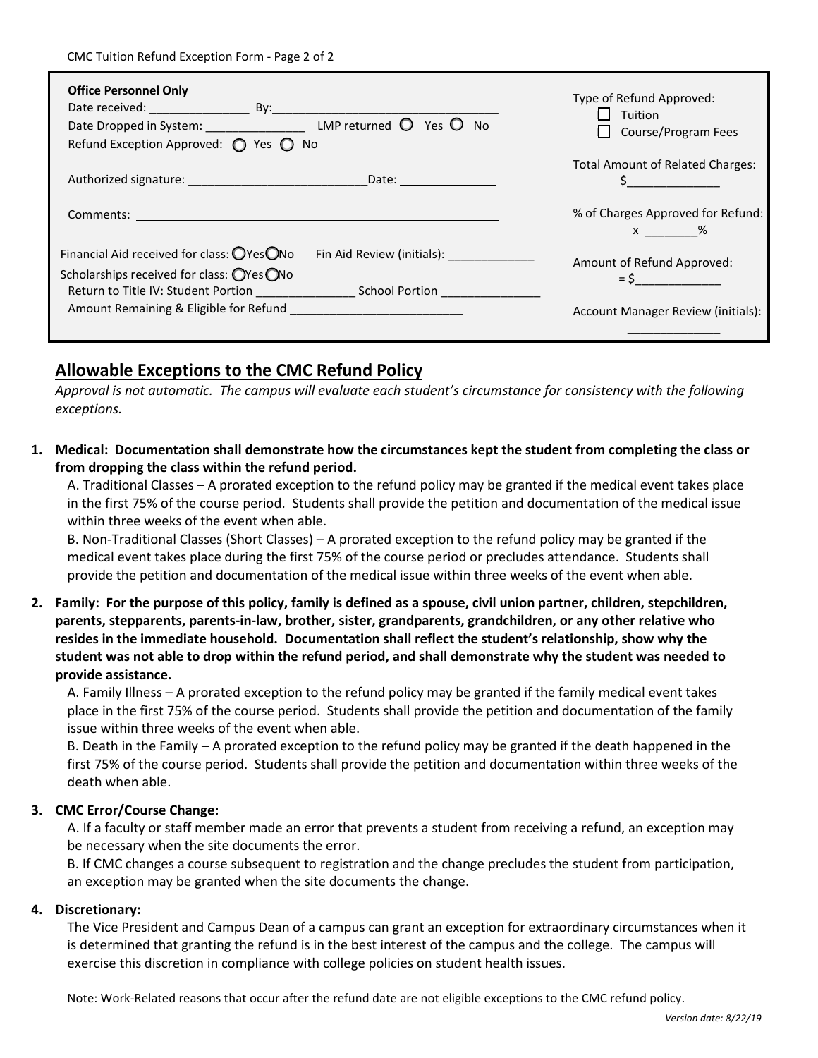**Office Personnel Only**

Date received: _______________ By: ___________________________________

Date Dropped in System: _______________ LMP returned ◯ Yes ◯ No

Refund Exception Approved: ◯ Yes ◯ No

Authorized signature: ___________________________ Date: _______________

Comments: ______________________________________________________

Financial Aid received for class: ◯Yes ◯No Fin Aid Review (initials): _____________

Scholarships received for class: ◯Yes ◯No

Return to Title IV: Student Portion _______________ School Portion _______________

Amount Remaining & Eligible for Refund __________________________

Type of Refund Approved:

- ☐ Tuition
- ☐ Course/Program Fees

Total Amount of Related Charges: $______________

% of Charges Approved for Refund: x ________%

Amount of Refund Approved: = $_____________

Account Manager Review (initials): ______________

## Allowable Exceptions to the CMC Refund Policy

*Approval is not automatic. The campus will evaluate each student's circumstance for consistency with the following exceptions.*

1. **Medical: Documentation shall demonstrate how the circumstances kept the student from completing the class or from dropping the class within the refund period.**

   A. Traditional Classes – A prorated exception to the refund policy may be granted if the medical event takes place in the first 75% of the course period. Students shall provide the petition and documentation of the medical issue within three weeks of the event when able.

   B. Non-Traditional Classes (Short Classes) – A prorated exception to the refund policy may be granted if the medical event takes place during the first 75% of the course period or precludes attendance. Students shall provide the petition and documentation of the medical issue within three weeks of the event when able.

2. **Family: For the purpose of this policy, family is defined as a spouse, civil union partner, children, stepchildren, parents, stepparents, parents-in-law, brother, sister, grandparents, grandchildren, or any other relative who resides in the immediate household. Documentation shall reflect the student's relationship, show why the student was not able to drop within the refund period, and shall demonstrate why the student was needed to provide assistance.**

   A. Family Illness – A prorated exception to the refund policy may be granted if the family medical event takes place in the first 75% of the course period. Students shall provide the petition and documentation of the family issue within three weeks of the event when able.

   B. Death in the Family – A prorated exception to the refund policy may be granted if the death happened in the first 75% of the course period. Students shall provide the petition and documentation within three weeks of the death when able.

3. **CMC Error/Course Change:**

   A. If a faculty or staff member made an error that prevents a student from receiving a refund, an exception may be necessary when the site documents the error.

   B. If CMC changes a course subsequent to registration and the change precludes the student from participation, an exception may be granted when the site documents the change.

4. **Discretionary:**

   The Vice President and Campus Dean of a campus can grant an exception for extraordinary circumstances when it is determined that granting the refund is in the best interest of the campus and the college. The campus will exercise this discretion in compliance with college policies on student health issues.

Note: Work-Related reasons that occur after the refund date are not eligible exceptions to the CMC refund policy.

*Version date: 8/22/19*